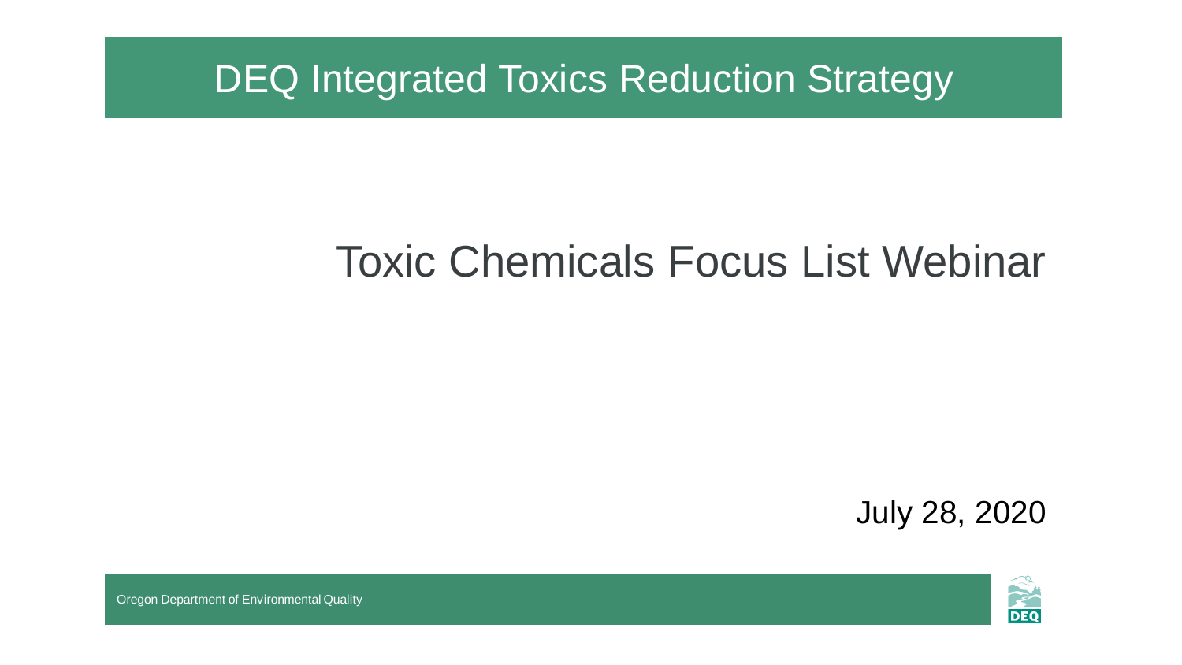# DEQ Integrated Toxics Reduction Strategy

## Toxic Chemicals Focus List Webinar

July 28, 2020

Oregon Department of Environmental Quality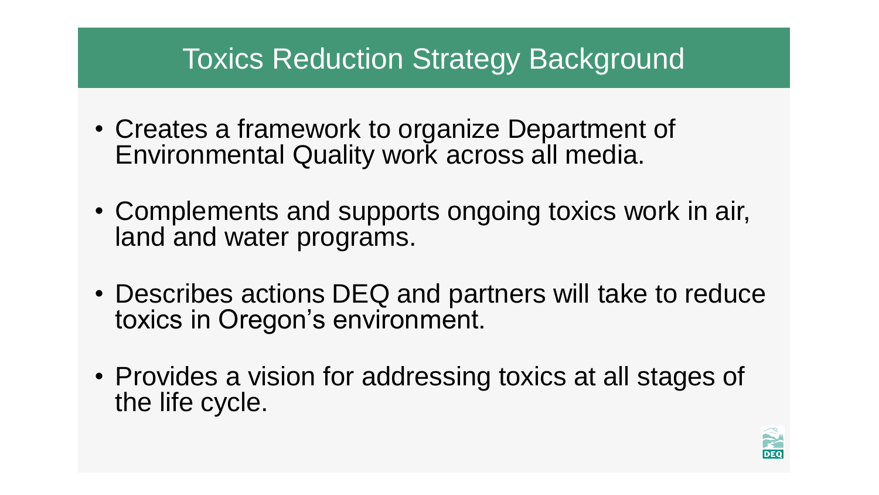# Toxics Reduction Strategy Background

- Creates a framework to organize Department of Environmental Quality work across all media.
- Complements and supports ongoing toxics work in air, land and water programs.
- Describes actions DEQ and partners will take to reduce toxics in Oregon's environment.
- Provides a vision for addressing toxics at all stages of the life cycle.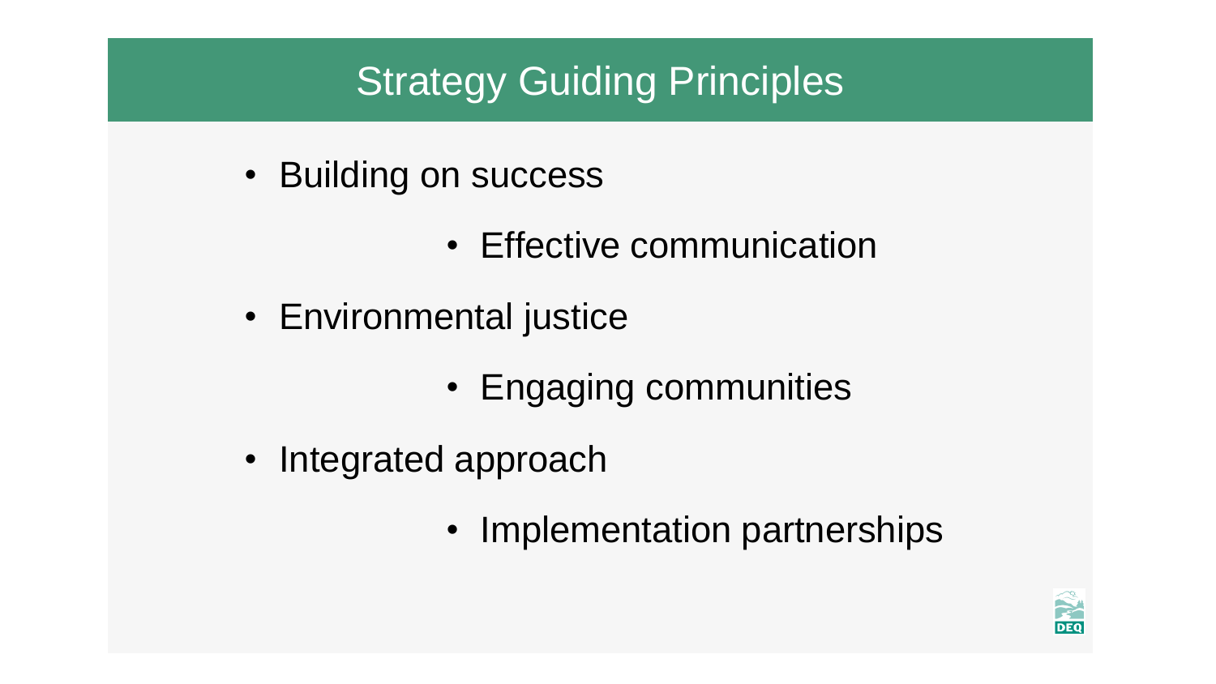# Strategy Guiding Principles

- Building on success
- Effective communication
- Environmental justice
- Engaging communities
- Integrated approach
- Implementation partnerships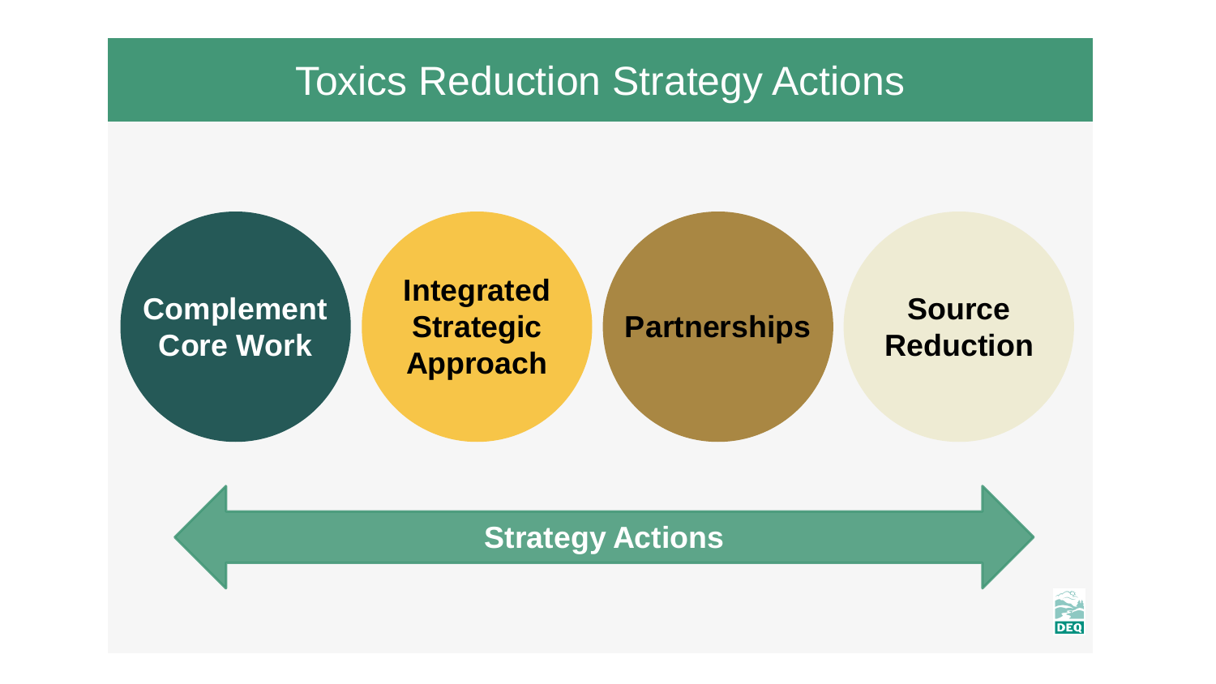# Toxics Reduction Strategy Actions

- Complement Core Work
- Integrated Strategic Approach
- Partnerships
- Source Reduction

Strategy Actions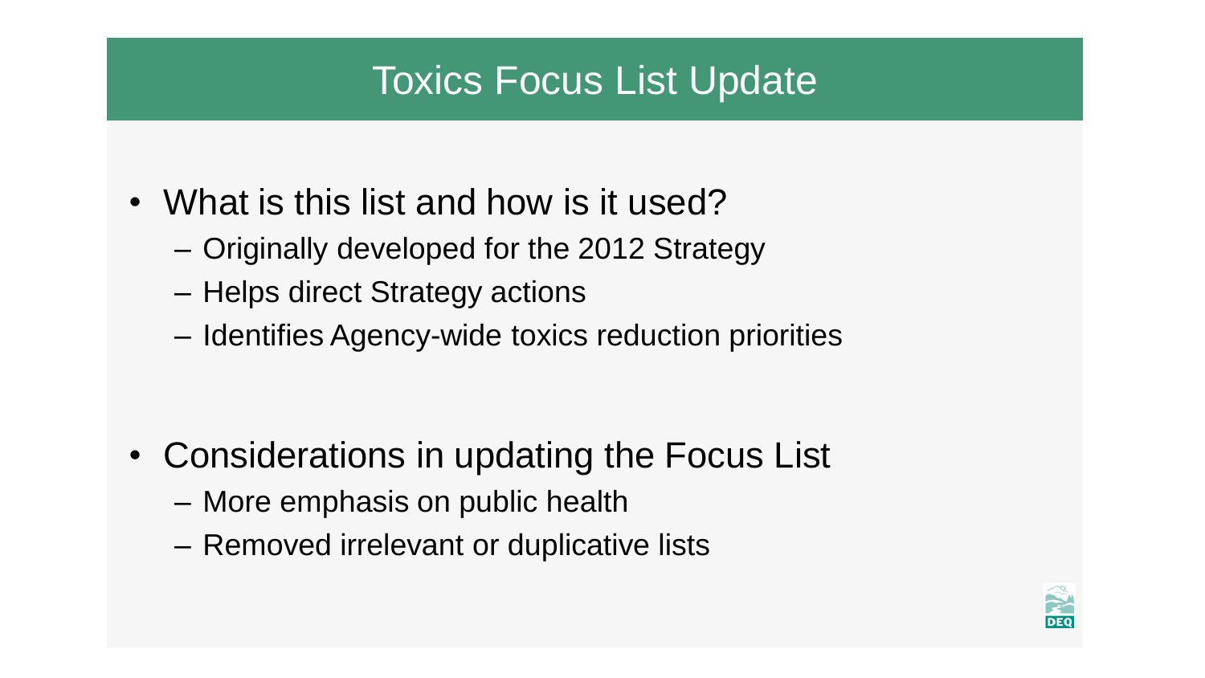# Toxics Focus List Update

- What is this list and how is it used?
  - Originally developed for the 2012 Strategy
  - Helps direct Strategy actions
  - Identifies Agency-wide toxics reduction priorities

- Considerations in updating the Focus List
  - More emphasis on public health
  - Removed irrelevant or duplicative lists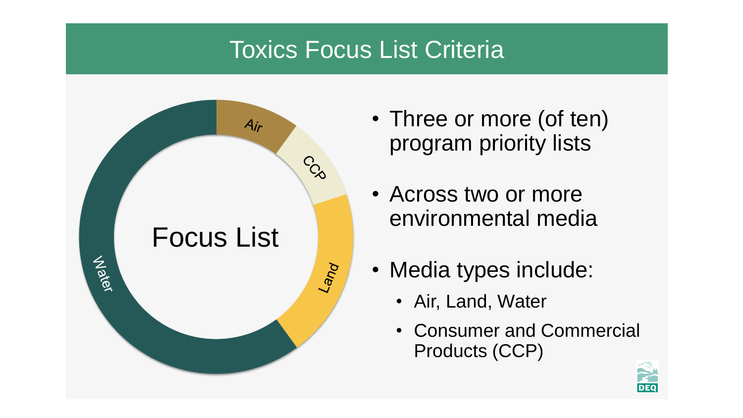# Toxics Focus List Criteria

Focus List

Air | CCP | Land | Water

- Three or more (of ten) program priority lists
- Across two or more environmental media
- Media types include:
  - Air, Land, Water
  - Consumer and Commercial Products (CCP)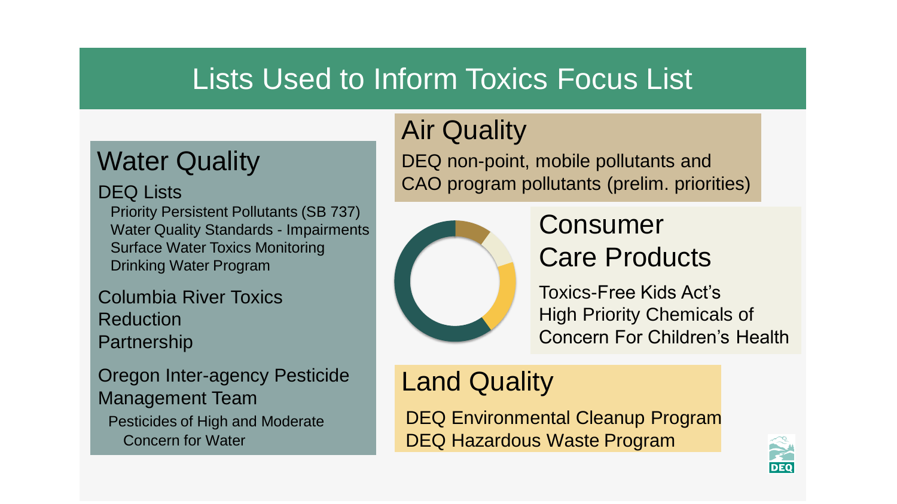# Lists Used to Inform Toxics Focus List

## Water Quality

DEQ Lists

- Priority Persistent Pollutants (SB 737)
- Water Quality Standards - Impairments
- Surface Water Toxics Monitoring
- Drinking Water Program

Columbia River Toxics Reduction Partnership

Oregon Inter-agency Pesticide Management Team

- Pesticides of High and Moderate Concern for Water

## Air Quality

DEQ non-point, mobile pollutants and CAO program pollutants (prelim. priorities)

## Consumer Care Products

Toxics-Free Kids Act's High Priority Chemicals of Concern For Children's Health

## Land Quality

DEQ Environmental Cleanup Program
DEQ Hazardous Waste Program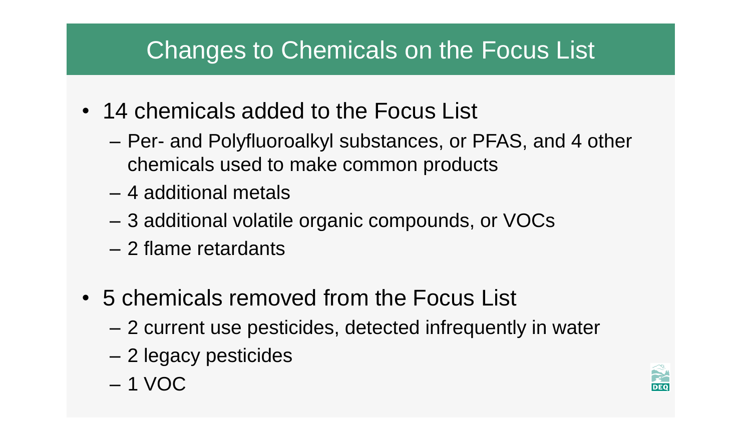# Changes to Chemicals on the Focus List

- 14 chemicals added to the Focus List
  - Per- and Polyfluoroalkyl substances, or PFAS, and 4 other chemicals used to make common products
  - 4 additional metals
  - 3 additional volatile organic compounds, or VOCs
  - 2 flame retardants
- 5 chemicals removed from the Focus List
  - 2 current use pesticides, detected infrequently in water
  - 2 legacy pesticides
  - 1 VOC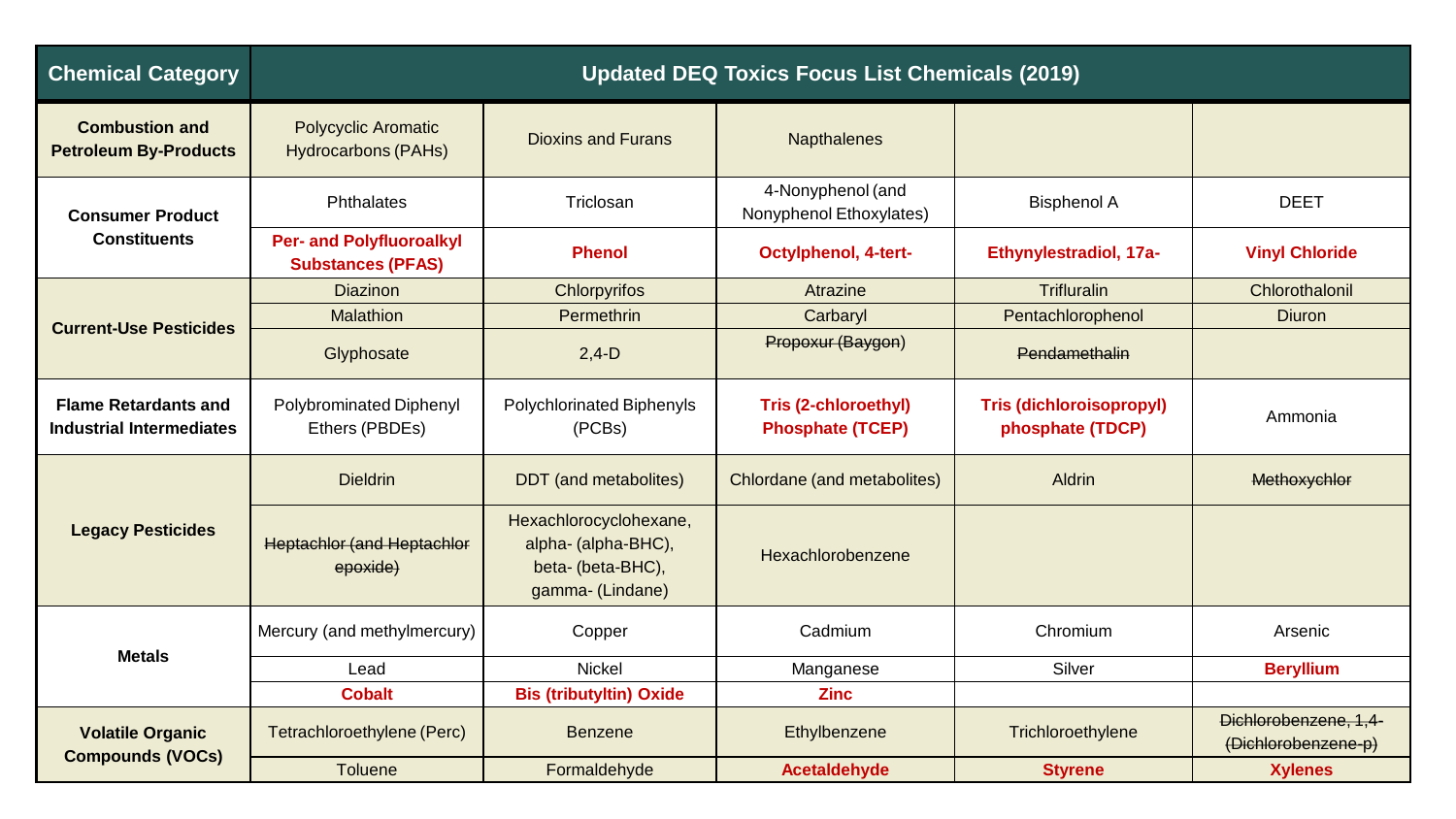| Chemical Category | Updated DEQ Toxics Focus List Chemicals (2019) | | | | |
|---|---|---|---|---|---|
| **Combustion and Petroleum By-Products** | Polycyclic Aromatic Hydrocarbons (PAHs) | Dioxins and Furans | Napthalenes | | |
| **Consumer Product Constituents** | Phthalates | Triclosan | 4-Nonyphenol (and Nonyphenol Ethoxylates) | Bisphenol A | DEET |
| | **Per- and Polyfluoroalkyl Substances (PFAS)** | **Phenol** | **Octylphenol, 4-tert-** | **Ethynylestradiol, 17a-** | **Vinyl Chloride** |
| **Current-Use Pesticides** | Diazinon | Chlorpyrifos | Atrazine | Trifluralin | Chlorothalonil |
| | Malathion | Permethrin | Carbaryl | Pentachlorophenol | Diuron |
| | Glyphosate | 2,4-D | ~~Propoxur (Baygon)~~ | ~~Pendamethalin~~ | |
| **Flame Retardants and Industrial Intermediates** | Polybrominated Diphenyl Ethers (PBDEs) | Polychlorinated Biphenyls (PCBs) | **Tris (2-chloroethyl) Phosphate (TCEP)** | **Tris (dichloroisopropyl) phosphate (TDCP)** | Ammonia |
| **Legacy Pesticides** | Dieldrin | DDT (and metabolites) | Chlordane (and metabolites) | Aldrin | ~~Methoxychlor~~ |
| | ~~Heptachlor (and Heptachlor epoxide)~~ | Hexachlorocyclohexane, alpha- (alpha-BHC), beta- (beta-BHC), gamma- (Lindane) | Hexachlorobenzene | | |
| **Metals** | Mercury (and methylmercury) | Copper | Cadmium | Chromium | Arsenic |
| | Lead | Nickel | Manganese | Silver | **Beryllium** |
| | **Cobalt** | **Bis (tributyltin) Oxide** | **Zinc** | | |
| **Volatile Organic Compounds (VOCs)** | Tetrachloroethylene (Perc) | Benzene | Ethylbenzene | Trichloroethylene | ~~Dichlorobenzene, 1,4- (Dichlorobenzene-p)~~ |
| | Toluene | Formaldehyde | **Acetaldehyde** | **Styrene** | **Xylenes** |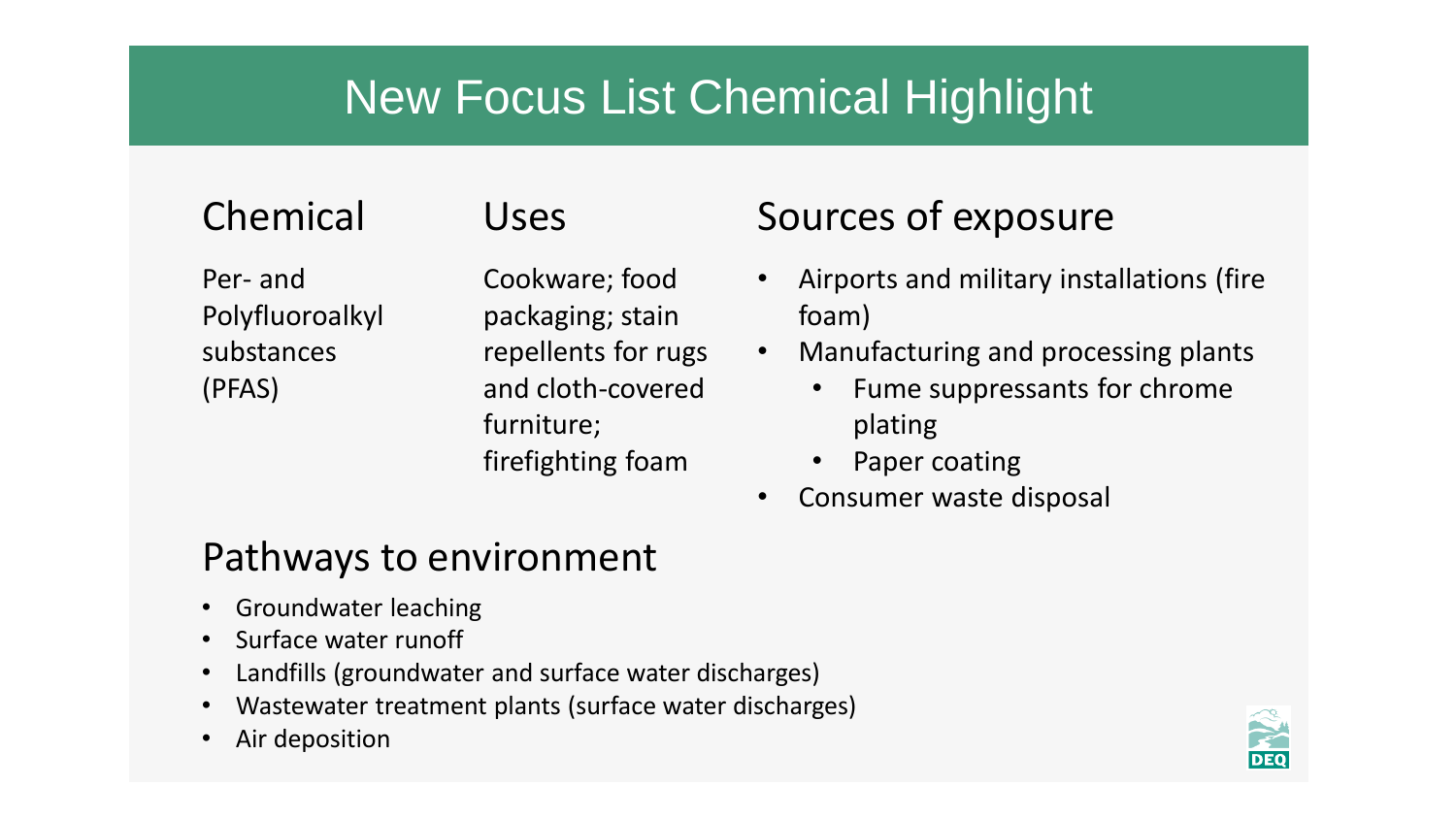# New Focus List Chemical Highlight

## Chemical

Per- and Polyfluoroalkyl substances (PFAS)

## Uses

Cookware; food packaging; stain repellents for rugs and cloth-covered furniture; firefighting foam

## Sources of exposure

- Airports and military installations (fire foam)
- Manufacturing and processing plants
  - Fume suppressants for chrome plating
  - Paper coating
- Consumer waste disposal

## Pathways to environment

- Groundwater leaching
- Surface water runoff
- Landfills (groundwater and surface water discharges)
- Wastewater treatment plants (surface water discharges)
- Air deposition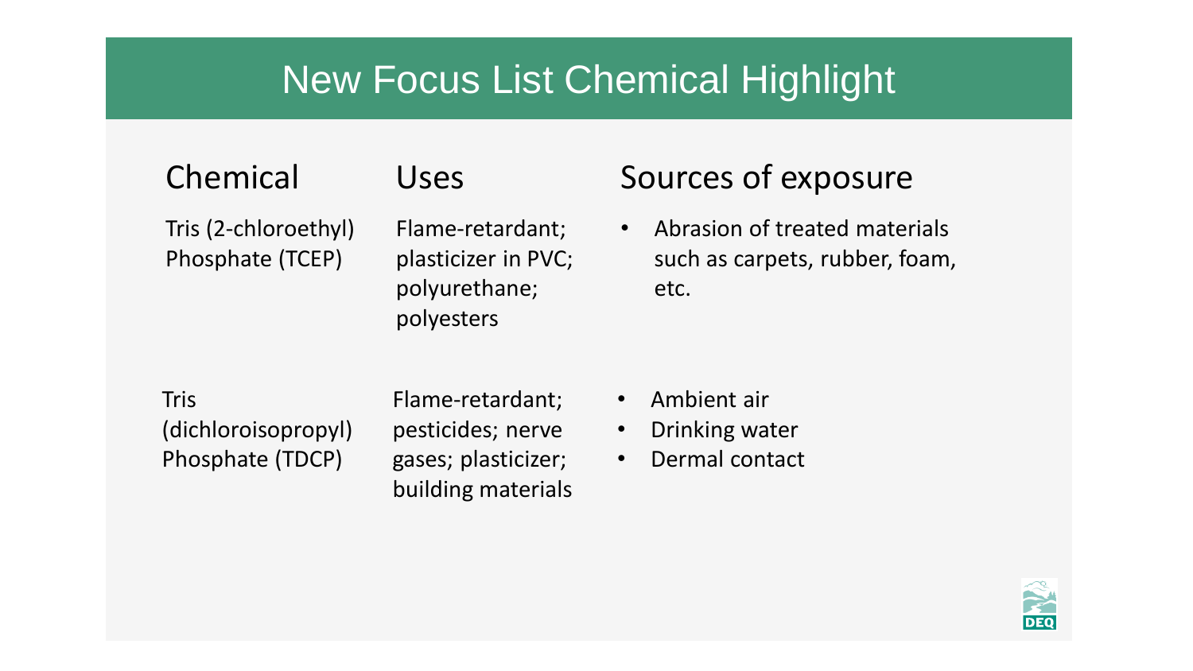# New Focus List Chemical Highlight

| Chemical | Uses | Sources of exposure |
| --- | --- | --- |
| Tris (2-chloroethyl) Phosphate (TCEP) | Flame-retardant; plasticizer in PVC; polyurethane; polyesters | • Abrasion of treated materials such as carpets, rubber, foam, etc. |
| Tris (dichloroisopropyl) Phosphate (TDCP) | Flame-retardant; pesticides; nerve gases; plasticizer; building materials | • Ambient air<br>• Drinking water<br>• Dermal contact |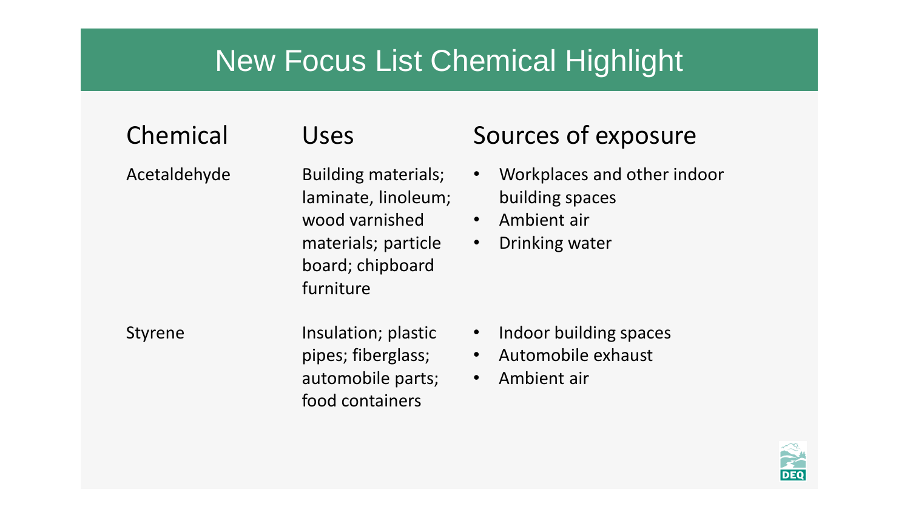# New Focus List Chemical Highlight

| Chemical | Uses | Sources of exposure |
| --- | --- | --- |
| Acetaldehyde | Building materials; laminate, linoleum; wood varnished materials; particle board; chipboard furniture | • Workplaces and other indoor building spaces<br>• Ambient air<br>• Drinking water |
| Styrene | Insulation; plastic pipes; fiberglass; automobile parts; food containers | • Indoor building spaces<br>• Automobile exhaust<br>• Ambient air |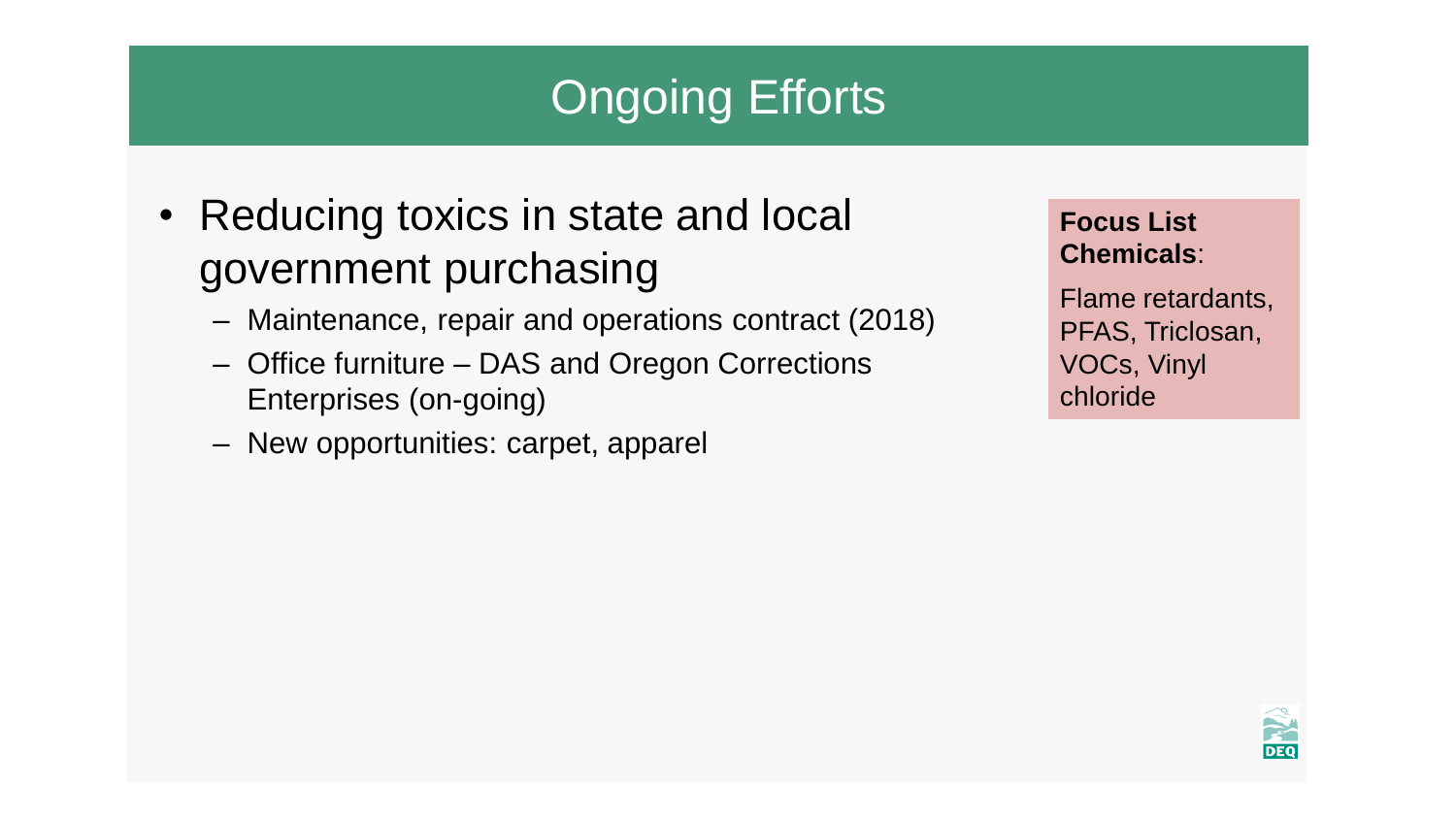# Ongoing Efforts

- Reducing toxics in state and local government purchasing
  - Maintenance, repair and operations contract (2018)
  - Office furniture – DAS and Oregon Corrections Enterprises (on-going)
  - New opportunities: carpet, apparel

**Focus List Chemicals**:

Flame retardants, PFAS, Triclosan, VOCs, Vinyl chloride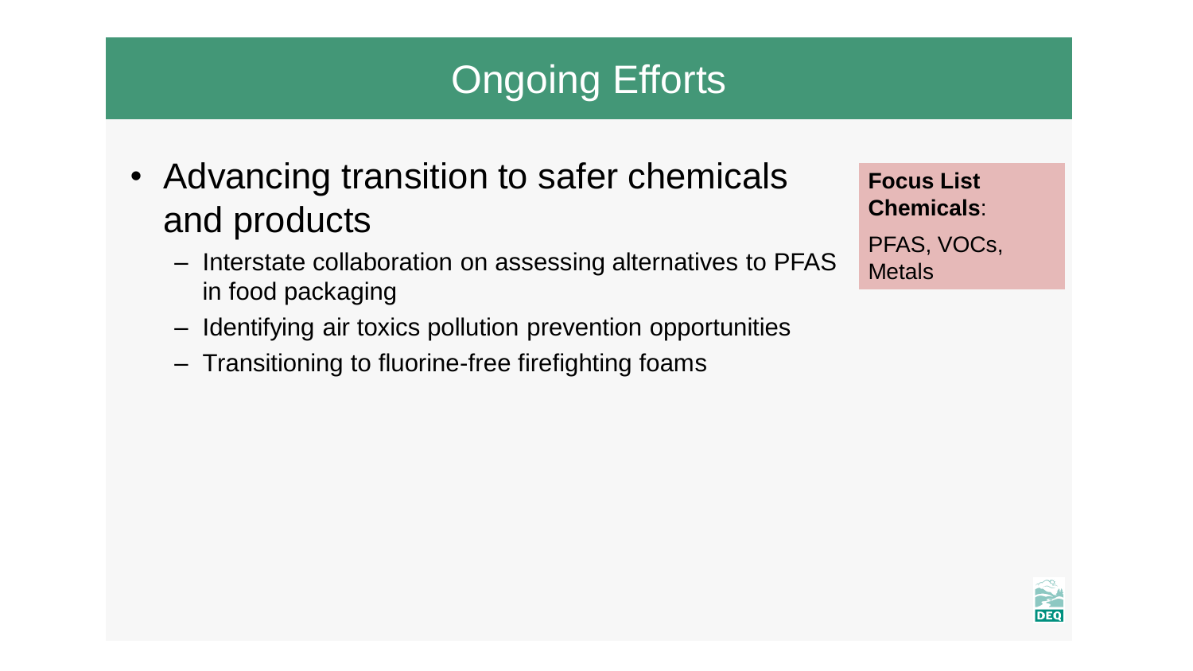# Ongoing Efforts

- Advancing transition to safer chemicals and products
  - Interstate collaboration on assessing alternatives to PFAS in food packaging
  - Identifying air toxics pollution prevention opportunities
  - Transitioning to fluorine-free firefighting foams

**Focus List Chemicals**:

PFAS, VOCs, Metals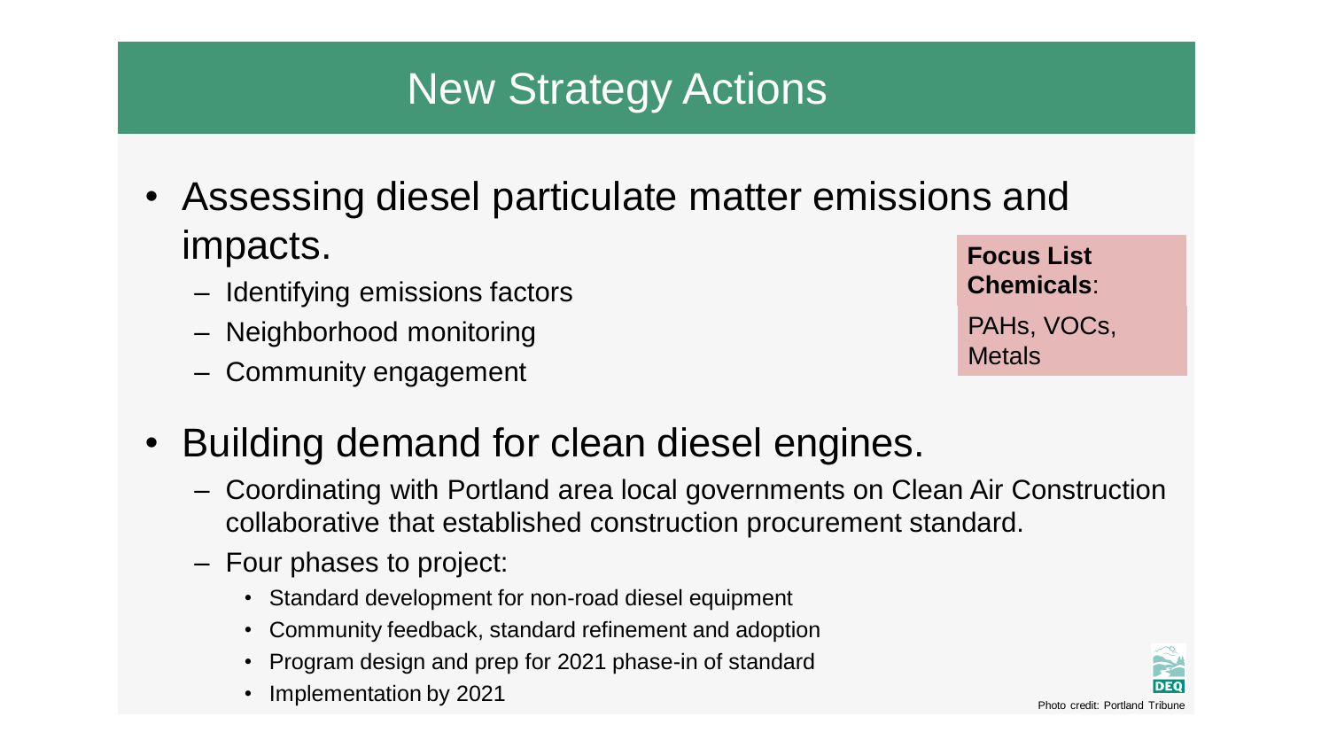# New Strategy Actions

- Assessing diesel particulate matter emissions and impacts.
  - Identifying emissions factors
  - Neighborhood monitoring
  - Community engagement

**Focus List Chemicals**:
PAHs, VOCs, Metals

- Building demand for clean diesel engines.
  - Coordinating with Portland area local governments on Clean Air Construction collaborative that established construction procurement standard.
  - Four phases to project:
    - Standard development for non-road diesel equipment
    - Community feedback, standard refinement and adoption
    - Program design and prep for 2021 phase-in of standard
    - Implementation by 2021

Photo credit: Portland Tribune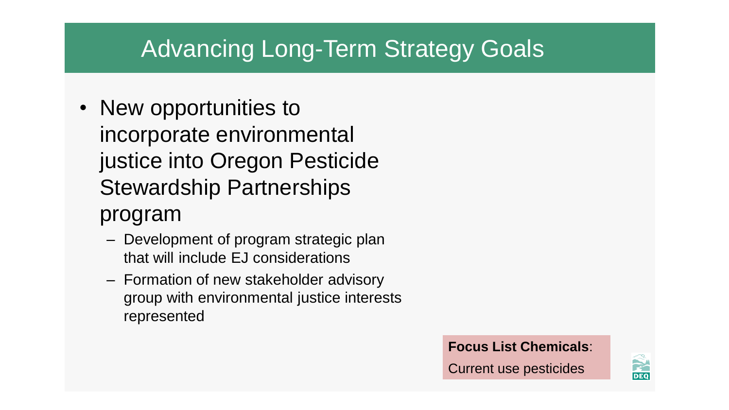# Advancing Long-Term Strategy Goals

- New opportunities to incorporate environmental justice into Oregon Pesticide Stewardship Partnerships program
  - Development of program strategic plan that will include EJ considerations
  - Formation of new stakeholder advisory group with environmental justice interests represented

**Focus List Chemicals**:

Current use pesticides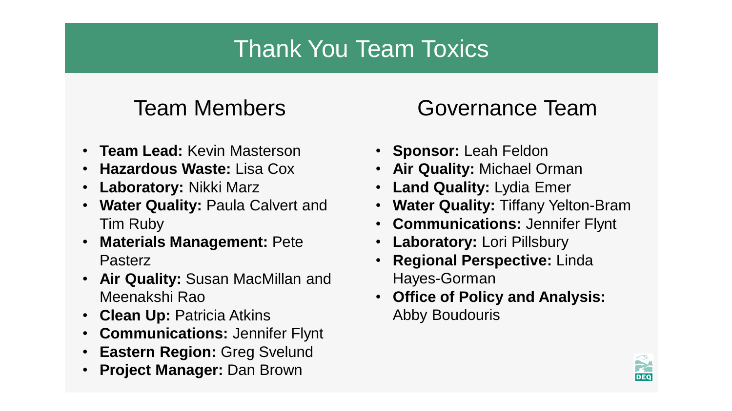# Thank You Team Toxics

## Team Members

- **Team Lead:** Kevin Masterson
- **Hazardous Waste:** Lisa Cox
- **Laboratory:** Nikki Marz
- **Water Quality:** Paula Calvert and Tim Ruby
- **Materials Management:** Pete Pasterz
- **Air Quality:** Susan MacMillan and Meenakshi Rao
- **Clean Up:** Patricia Atkins
- **Communications:** Jennifer Flynt
- **Eastern Region:** Greg Svelund
- **Project Manager:** Dan Brown

## Governance Team

- **Sponsor:** Leah Feldon
- **Air Quality:** Michael Orman
- **Land Quality:** Lydia Emer
- **Water Quality:** Tiffany Yelton-Bram
- **Communications:** Jennifer Flynt
- **Laboratory:** Lori Pillsbury
- **Regional Perspective:** Linda Hayes-Gorman
- **Office of Policy and Analysis:** Abby Boudouris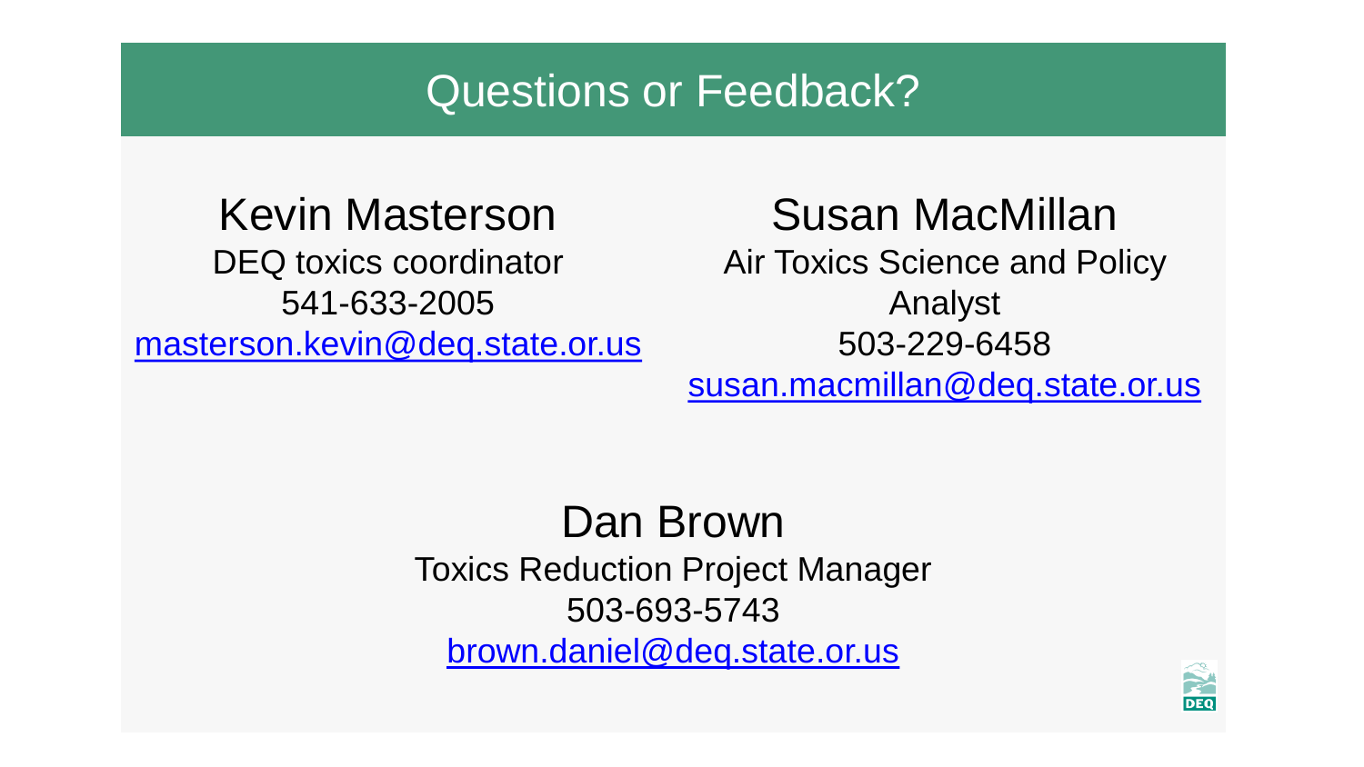# Questions or Feedback?

**Kevin Masterson**
DEQ toxics coordinator
541-633-2005
masterson.kevin@deq.state.or.us

**Susan MacMillan**
Air Toxics Science and Policy Analyst
503-229-6458
susan.macmillan@deq.state.or.us

**Dan Brown**
Toxics Reduction Project Manager
503-693-5743
brown.daniel@deq.state.or.us